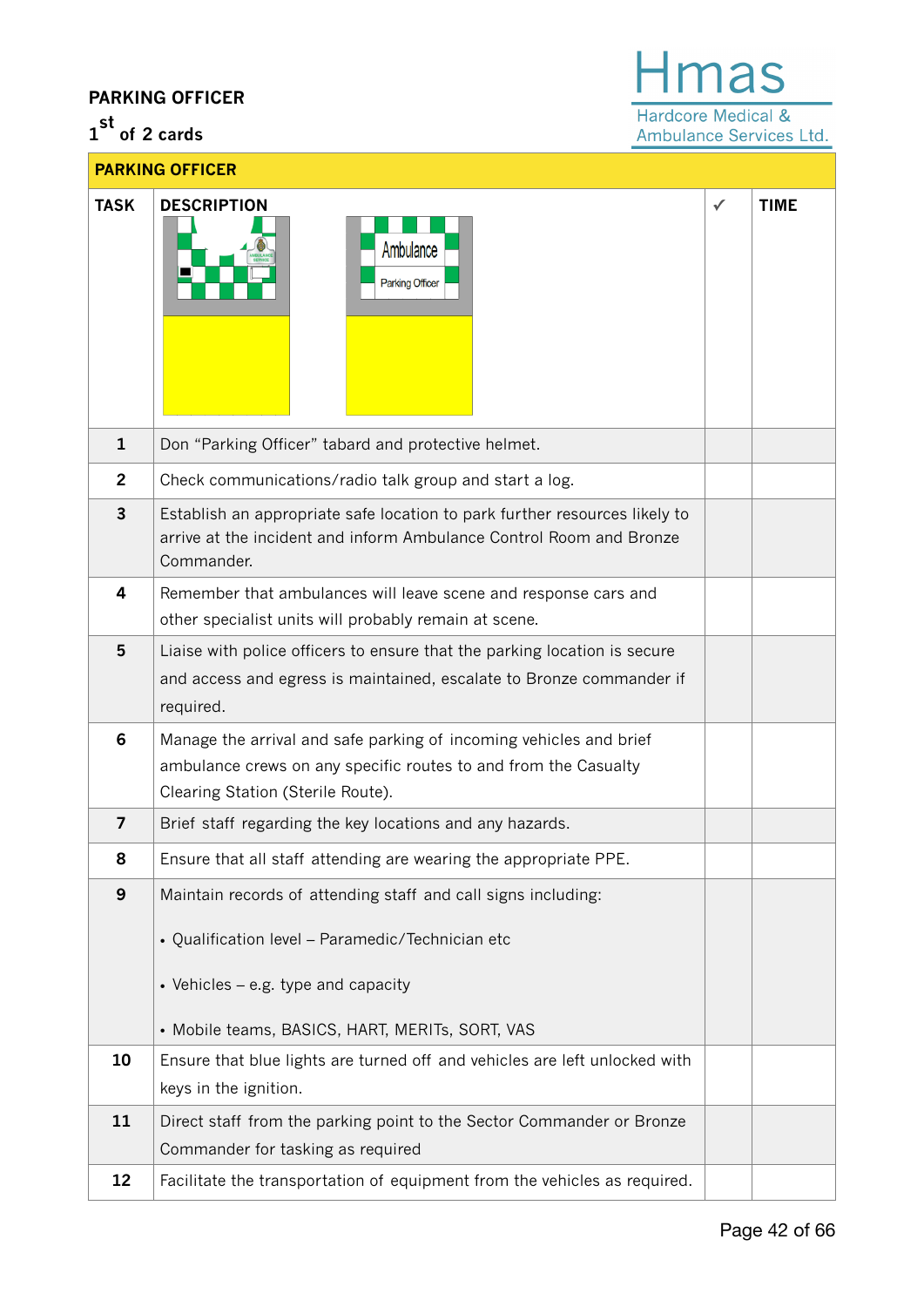**PARKING OFFICER**

1st of 2 cards

Hmas
Hardcore Medical & Ambulance Services Ltd.

| PARKING OFFICER | | | |
|---|---|---|---|
| **TASK** | **DESCRIPTION** | ✓ | **TIME** |
| 1 | Don "Parking Officer" tabard and protective helmet. | | |
| 2 | Check communications/radio talk group and start a log. | | |
| 3 | Establish an appropriate safe location to park further resources likely to arrive at the incident and inform Ambulance Control Room and Bronze Commander. | | |
| 4 | Remember that ambulances will leave scene and response cars and other specialist units will probably remain at scene. | | |
| 5 | Liaise with police officers to ensure that the parking location is secure and access and egress is maintained, escalate to Bronze commander if required. | | |
| 6 | Manage the arrival and safe parking of incoming vehicles and brief ambulance crews on any specific routes to and from the Casualty Clearing Station (Sterile Route). | | |
| 7 | Brief staff regarding the key locations and any hazards. | | |
| 8 | Ensure that all staff attending are wearing the appropriate PPE. | | |
| 9 | Maintain records of attending staff and call signs including:<br>• Qualification level – Paramedic/Technician etc<br>• Vehicles – e.g. type and capacity<br>• Mobile teams, BASICS, HART, MERITs, SORT, VAS | | |
| 10 | Ensure that blue lights are turned off and vehicles are left unlocked with keys in the ignition. | | |
| 11 | Direct staff from the parking point to the Sector Commander or Bronze Commander for tasking as required | | |
| 12 | Facilitate the transportation of equipment from the vehicles as required. | | |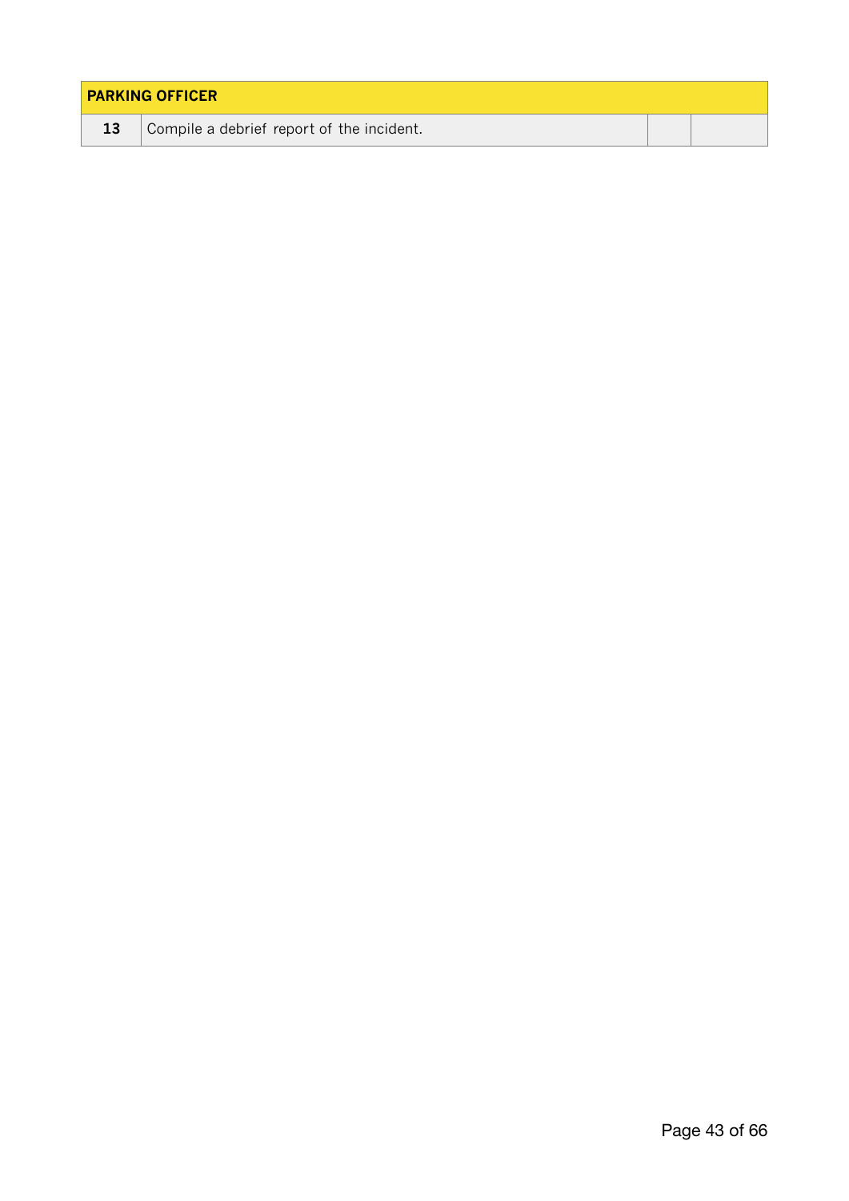| PARKING OFFICER | | | |
|---|---|---|---|
| **13** | Compile a debrief report of the incident. | | |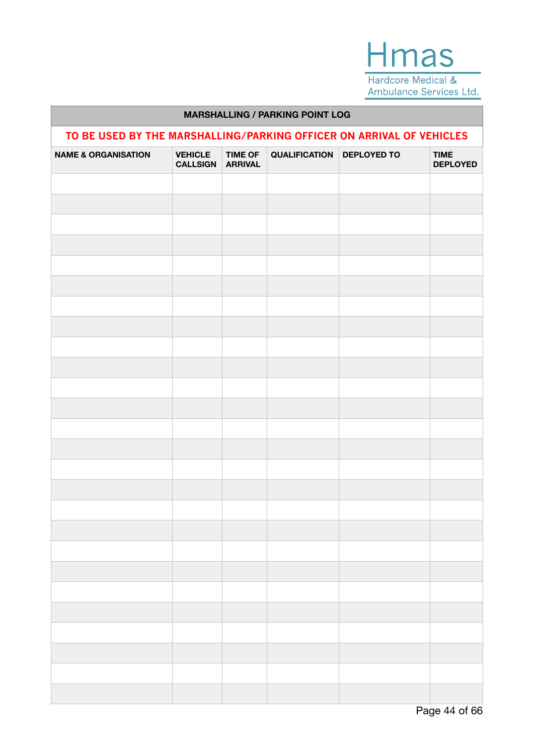Hmas

Hardcore Medical & Ambulance Services Ltd.

## MARSHALLING / PARKING POINT LOG

**TO BE USED BY THE MARSHALLING/PARKING OFFICER ON ARRIVAL OF VEHICLES**

| NAME & ORGANISATION | VEHICLE CALLSIGN | TIME OF ARRIVAL | QUALIFICATION | DEPLOYED TO | TIME DEPLOYED |
|---|---|---|---|---|---|
| | | | | | |
| | | | | | |
| | | | | | |
| | | | | | |
| | | | | | |
| | | | | | |
| | | | | | |
| | | | | | |
| | | | | | |
| | | | | | |
| | | | | | |
| | | | | | |
| | | | | | |
| | | | | | |
| | | | | | |
| | | | | | |
| | | | | | |
| | | | | | |
| | | | | | |
| | | | | | |
| | | | | | |
| | | | | | |
| | | | | | |
| | | | | | |
| | | | | | |
| | | | | | |